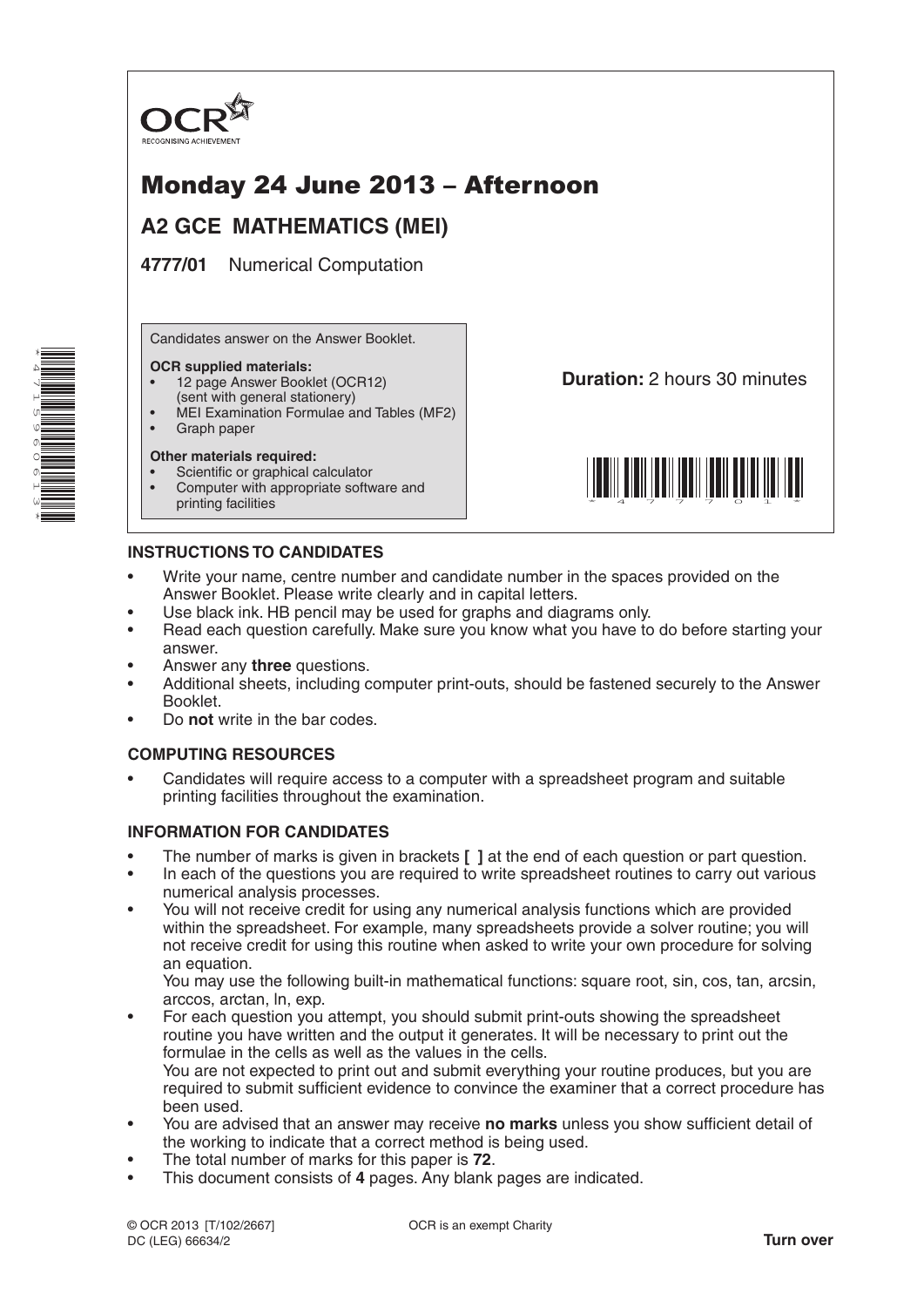OCR
RECOGNISING ACHIEVEMENT

# Monday 24 June 2013 – Afternoon

## A2 GCE MATHEMATICS (MEI)

**4777/01** Numerical Computation

Candidates answer on the Answer Booklet.

**OCR supplied materials:**
- 12 page Answer Booklet (OCR12) (sent with general stationery)
- MEI Examination Formulae and Tables (MF2)
- Graph paper

**Other materials required:**
- Scientific or graphical calculator
- Computer with appropriate software and printing facilities

**Duration:** 2 hours 30 minutes

### INSTRUCTIONS TO CANDIDATES

- Write your name, centre number and candidate number in the spaces provided on the Answer Booklet. Please write clearly and in capital letters.
- Use black ink. HB pencil may be used for graphs and diagrams only.
- Read each question carefully. Make sure you know what you have to do before starting your answer.
- Answer any **three** questions.
- Additional sheets, including computer print-outs, should be fastened securely to the Answer Booklet.
- Do **not** write in the bar codes.

### COMPUTING RESOURCES

- Candidates will require access to a computer with a spreadsheet program and suitable printing facilities throughout the examination.

### INFORMATION FOR CANDIDATES

- The number of marks is given in brackets **[ ]** at the end of each question or part question.
- In each of the questions you are required to write spreadsheet routines to carry out various numerical analysis processes.
- You will not receive credit for using any numerical analysis functions which are provided within the spreadsheet. For example, many spreadsheets provide a solver routine; you will not receive credit for using this routine when asked to write your own procedure for solving an equation.
  You may use the following built-in mathematical functions: square root, sin, cos, tan, arcsin, arccos, arctan, ln, exp.
- For each question you attempt, you should submit print-outs showing the spreadsheet routine you have written and the output it generates. It will be necessary to print out the formulae in the cells as well as the values in the cells.
  You are not expected to print out and submit everything your routine produces, but you are required to submit sufficient evidence to convince the examiner that a correct procedure has been used.
- You are advised that an answer may receive **no marks** unless you show sufficient detail of the working to indicate that a correct method is being used.
- The total number of marks for this paper is **72**.
- This document consists of **4** pages. Any blank pages are indicated.

© OCR 2013 [T/102/2667]
DC (LEG) 66634/2

OCR is an exempt Charity

**Turn over**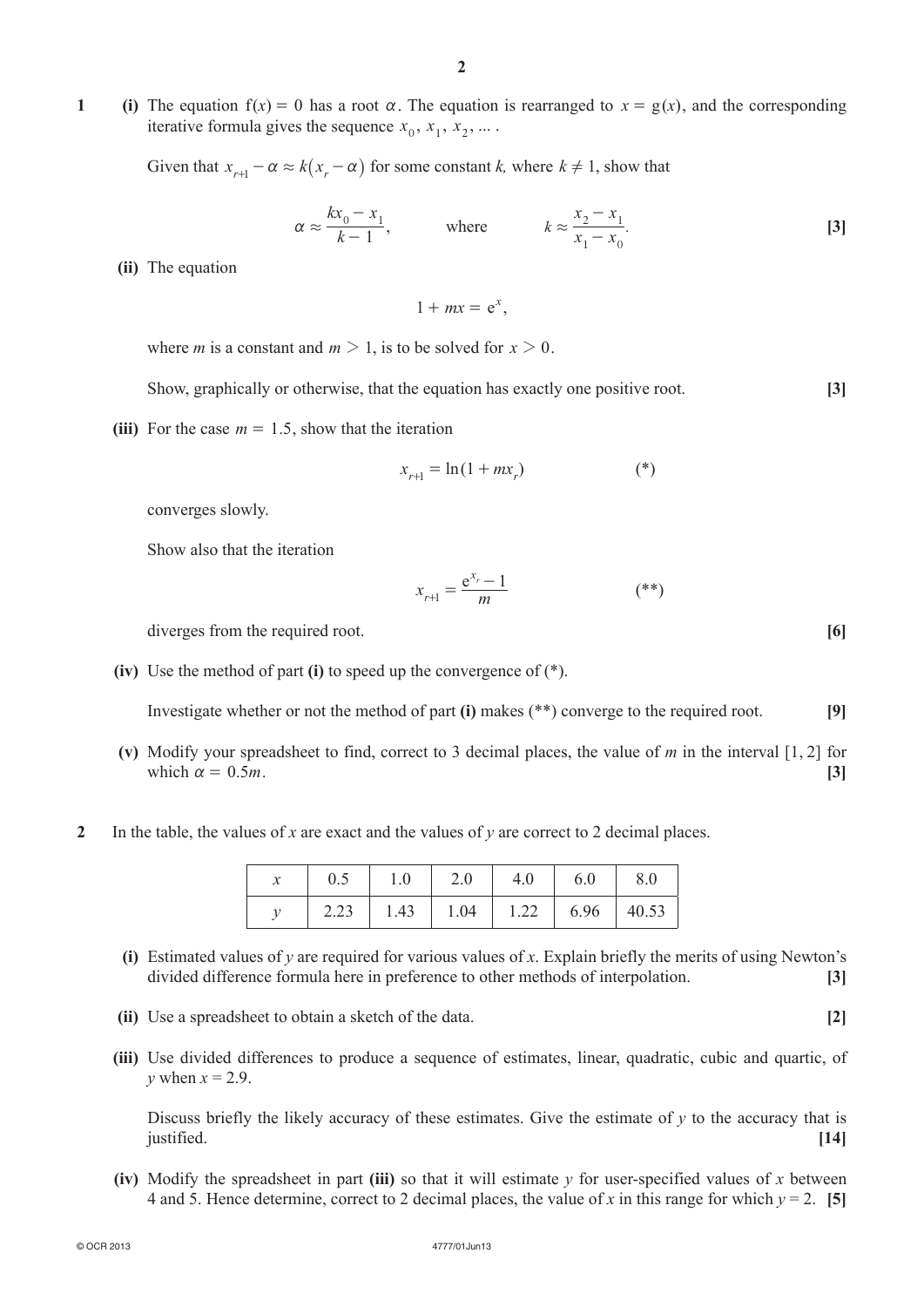**1** **(i)** The equation $f(x) = 0$ has a root $\alpha$. The equation is rearranged to $x = g(x)$, and the corresponding iterative formula gives the sequence $x_0, x_1, x_2, \ldots$ .

Given that $x_{r+1} - \alpha \approx k(x_r - \alpha)$ for some constant $k$, where $k \neq 1$, show that

$$\alpha \approx \frac{kx_0 - x_1}{k - 1}, \qquad \text{where} \qquad k \approx \frac{x_2 - x_1}{x_1 - x_0}.$$ **[3]**

**(ii)** The equation

$$1 + mx = e^x,$$

where $m$ is a constant and $m > 1$, is to be solved for $x > 0$.

Show, graphically or otherwise, that the equation has exactly one positive root. **[3]**

**(iii)** For the case $m = 1.5$, show that the iteration

$$x_{r+1} = \ln(1 + mx_r) \qquad (*)$$

converges slowly.

Show also that the iteration

$$x_{r+1} = \frac{e^{x_r} - 1}{m} \qquad (**)$$

diverges from the required root. **[6]**

**(iv)** Use the method of part **(i)** to speed up the convergence of (*).

Investigate whether or not the method of part **(i)** makes (**) converge to the required root. **[9]**

**(v)** Modify your spreadsheet to find, correct to 3 decimal places, the value of $m$ in the interval $[1, 2]$ for which $\alpha = 0.5m$. **[3]**

**2** In the table, the values of $x$ are exact and the values of $y$ are correct to 2 decimal places.

| $x$ | 0.5 | 1.0 | 2.0 | 4.0 | 6.0 | 8.0 |
|---|---|---|---|---|---|---|
| $y$ | 2.23 | 1.43 | 1.04 | 1.22 | 6.96 | 40.53 |

**(i)** Estimated values of $y$ are required for various values of $x$. Explain briefly the merits of using Newton's divided difference formula here in preference to other methods of interpolation. **[3]**

**(ii)** Use a spreadsheet to obtain a sketch of the data. **[2]**

**(iii)** Use divided differences to produce a sequence of estimates, linear, quadratic, cubic and quartic, of $y$ when $x = 2.9$.

Discuss briefly the likely accuracy of these estimates. Give the estimate of $y$ to the accuracy that is justified. **[14]**

**(iv)** Modify the spreadsheet in part **(iii)** so that it will estimate $y$ for user-specified values of $x$ between 4 and 5. Hence determine, correct to 2 decimal places, the value of $x$ in this range for which $y = 2$. **[5]**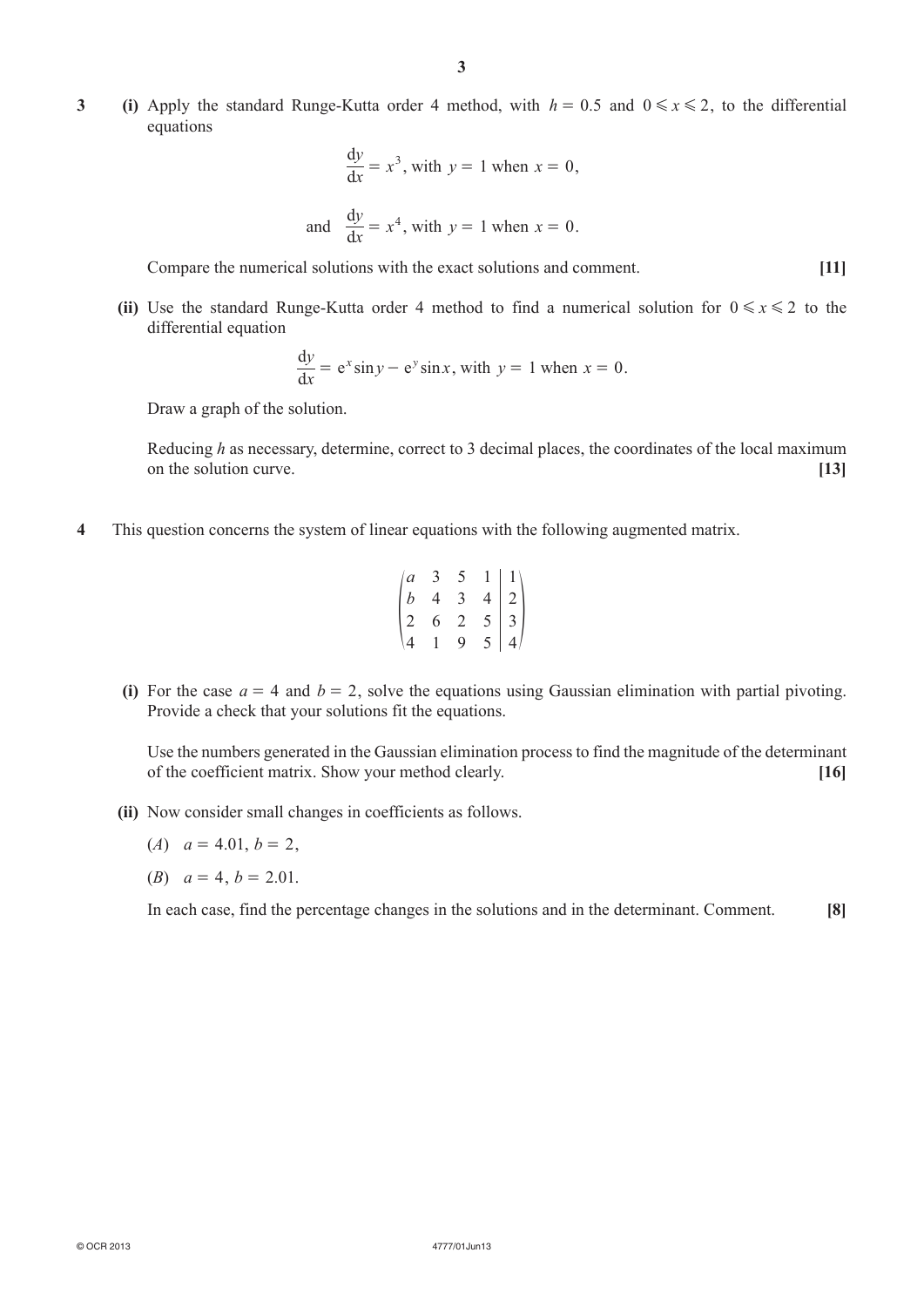**3** **(i)** Apply the standard Runge-Kutta order 4 method, with $h = 0.5$ and $0 \leqslant x \leqslant 2$, to the differential equations

$$\frac{dy}{dx} = x^3, \text{ with } y = 1 \text{ when } x = 0,$$

$$\text{and } \frac{dy}{dx} = x^4, \text{ with } y = 1 \text{ when } x = 0.$$

Compare the numerical solutions with the exact solutions and comment. **[11]**

**(ii)** Use the standard Runge-Kutta order 4 method to find a numerical solution for $0 \leqslant x \leqslant 2$ to the differential equation

$$\frac{dy}{dx} = e^x \sin y - e^y \sin x, \text{ with } y = 1 \text{ when } x = 0.$$

Draw a graph of the solution.

Reducing $h$ as necessary, determine, correct to 3 decimal places, the coordinates of the local maximum on the solution curve. **[13]**

**4** This question concerns the system of linear equations with the following augmented matrix.

$$\left(\begin{array}{cccc|c} a & 3 & 5 & 1 & 1 \\ b & 4 & 3 & 4 & 2 \\ 2 & 6 & 2 & 5 & 3 \\ 4 & 1 & 9 & 5 & 4 \end{array}\right)$$

**(i)** For the case $a = 4$ and $b = 2$, solve the equations using Gaussian elimination with partial pivoting. Provide a check that your solutions fit the equations.

Use the numbers generated in the Gaussian elimination process to find the magnitude of the determinant of the coefficient matrix. Show your method clearly. **[16]**

**(ii)** Now consider small changes in coefficients as follows.

($A$) $a = 4.01$, $b = 2$,

($B$) $a = 4$, $b = 2.01$.

In each case, find the percentage changes in the solutions and in the determinant. Comment. **[8]**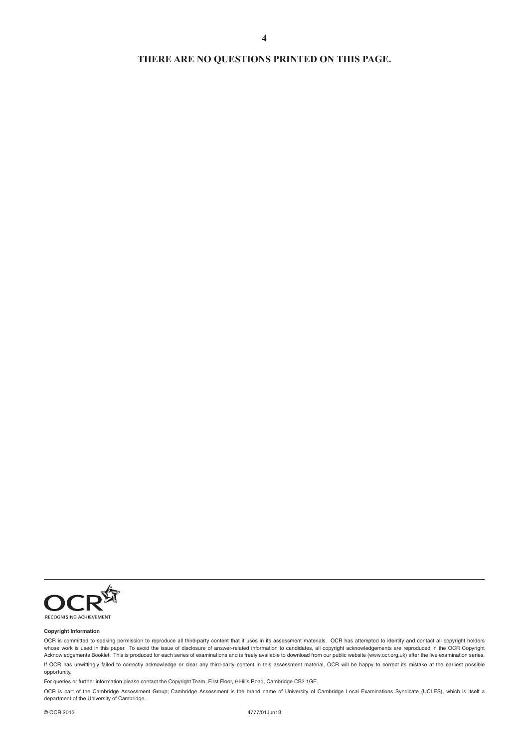**THERE ARE NO QUESTIONS PRINTED ON THIS PAGE.**

RECOGNISING ACHIEVEMENT

**Copyright Information**

OCR is committed to seeking permission to reproduce all third-party content that it uses in its assessment materials. OCR has attempted to identify and contact all copyright holders whose work is used in this paper. To avoid the issue of disclosure of answer-related information to candidates, all copyright acknowledgements are reproduced in the OCR Copyright Acknowledgements Booklet. This is produced for each series of examinations and is freely available to download from our public website (www.ocr.org.uk) after the live examination series.

If OCR has unwittingly failed to correctly acknowledge or clear any third-party content in this assessment material, OCR will be happy to correct its mistake at the earliest possible opportunity.

For queries or further information please contact the Copyright Team, First Floor, 9 Hills Road, Cambridge CB2 1GE.

OCR is part of the Cambridge Assessment Group; Cambridge Assessment is the brand name of University of Cambridge Local Examinations Syndicate (UCLES), which is itself a department of the University of Cambridge.

© OCR 2013 4777/01Jun13